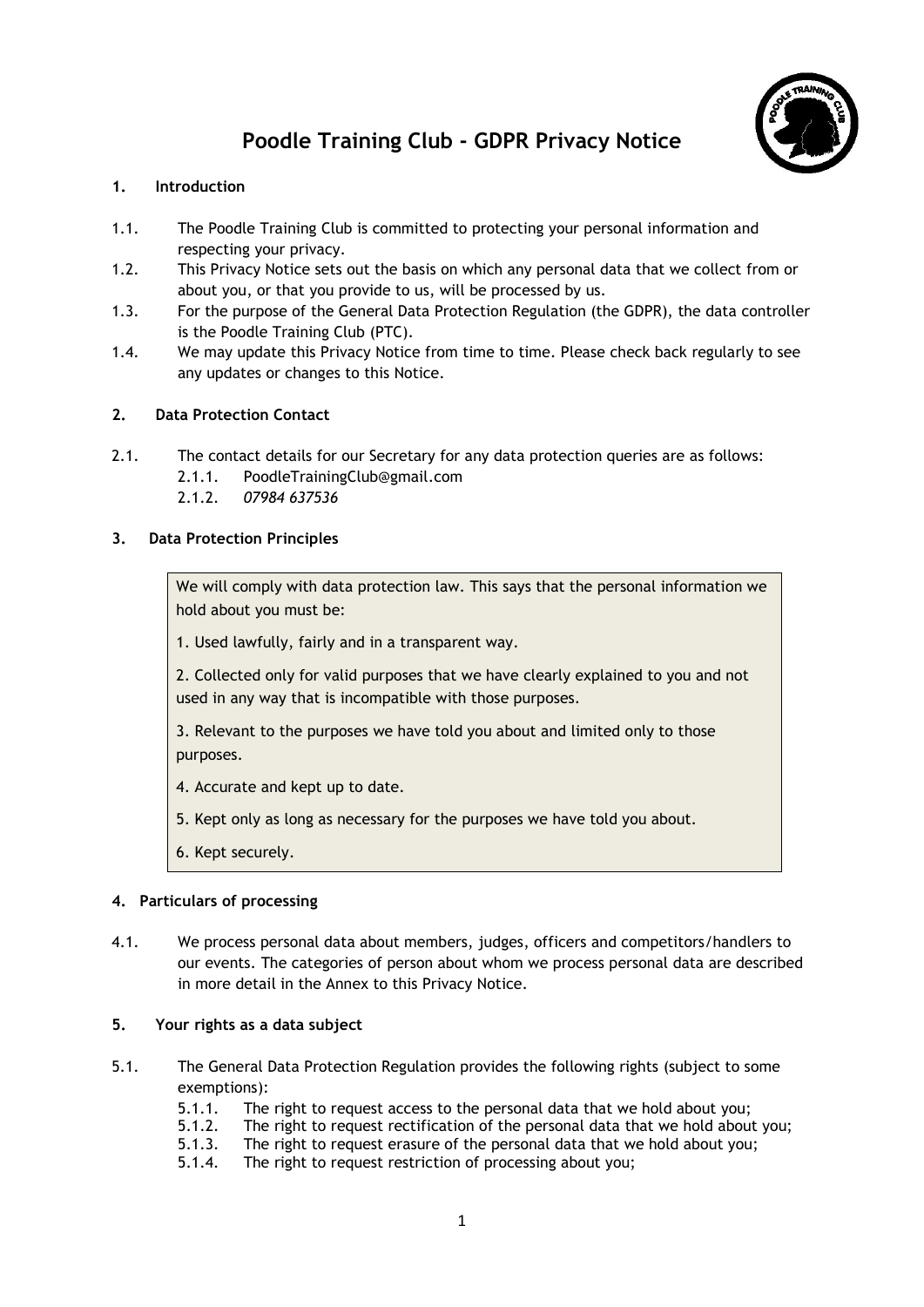# Poodle Training Club - GDPR Privacy Notice

## 1. Introduction

1.1. The Poodle Training Club is committed to protecting your personal information and respecting your privacy.

1.2. This Privacy Notice sets out the basis on which any personal data that we collect from or about you, or that you provide to us, will be processed by us.

1.3. For the purpose of the General Data Protection Regulation (the GDPR), the data controller is the Poodle Training Club (PTC).

1.4. We may update this Privacy Notice from time to time. Please check back regularly to see any updates or changes to this Notice.

## 2. Data Protection Contact

2.1. The contact details for our Secretary for any data protection queries are as follows:

- 2.1.1. PoodleTrainingClub@gmail.com
- 2.1.2. *07984 637536*

## 3. Data Protection Principles

> We will comply with data protection law. This says that the personal information we hold about you must be:
>
> 1. Used lawfully, fairly and in a transparent way.
>
> 2. Collected only for valid purposes that we have clearly explained to you and not used in any way that is incompatible with those purposes.
>
> 3. Relevant to the purposes we have told you about and limited only to those purposes.
>
> 4. Accurate and kept up to date.
>
> 5. Kept only as long as necessary for the purposes we have told you about.
>
> 6. Kept securely.

## 4. Particulars of processing

4.1. We process personal data about members, judges, officers and competitors/handlers to our events. The categories of person about whom we process personal data are described in more detail in the Annex to this Privacy Notice.

## 5. Your rights as a data subject

5.1. The General Data Protection Regulation provides the following rights (subject to some exemptions):

- 5.1.1. The right to request access to the personal data that we hold about you;
- 5.1.2. The right to request rectification of the personal data that we hold about you;
- 5.1.3. The right to request erasure of the personal data that we hold about you;
- 5.1.4. The right to request restriction of processing about you;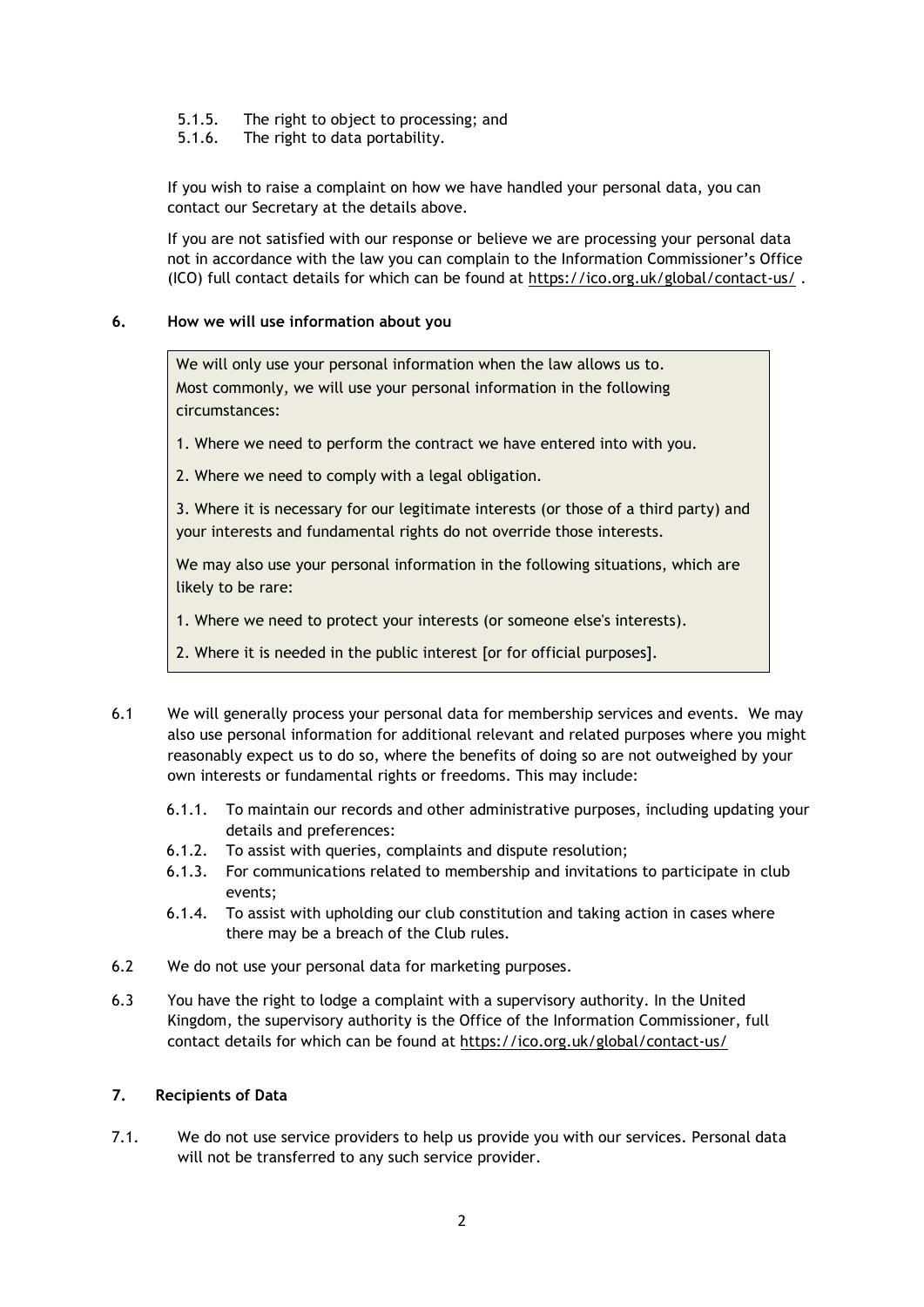5.1.5. The right to object to processing; and
5.1.6. The right to data portability.

If you wish to raise a complaint on how we have handled your personal data, you can contact our Secretary at the details above.

If you are not satisfied with our response or believe we are processing your personal data not in accordance with the law you can complain to the Information Commissioner's Office (ICO) full contact details for which can be found at https://ico.org.uk/global/contact-us/ .

## 6. How we will use information about you

> We will only use your personal information when the law allows us to.
> Most commonly, we will use your personal information in the following circumstances:
>
> 1. Where we need to perform the contract we have entered into with you.
>
> 2. Where we need to comply with a legal obligation.
>
> 3. Where it is necessary for our legitimate interests (or those of a third party) and your interests and fundamental rights do not override those interests.
>
> We may also use your personal information in the following situations, which are likely to be rare:
>
> 1. Where we need to protect your interests (or someone else's interests).
>
> 2. Where it is needed in the public interest [or for official purposes].

6.1 We will generally process your personal data for membership services and events. We may also use personal information for additional relevant and related purposes where you might reasonably expect us to do so, where the benefits of doing so are not outweighed by your own interests or fundamental rights or freedoms. This may include:

6.1.1. To maintain our records and other administrative purposes, including updating your details and preferences:
6.1.2. To assist with queries, complaints and dispute resolution;
6.1.3. For communications related to membership and invitations to participate in club events;
6.1.4. To assist with upholding our club constitution and taking action in cases where there may be a breach of the Club rules.

6.2 We do not use your personal data for marketing purposes.

6.3 You have the right to lodge a complaint with a supervisory authority. In the United Kingdom, the supervisory authority is the Office of the Information Commissioner, full contact details for which can be found at https://ico.org.uk/global/contact-us/

## 7. Recipients of Data

7.1. We do not use service providers to help us provide you with our services. Personal data will not be transferred to any such service provider.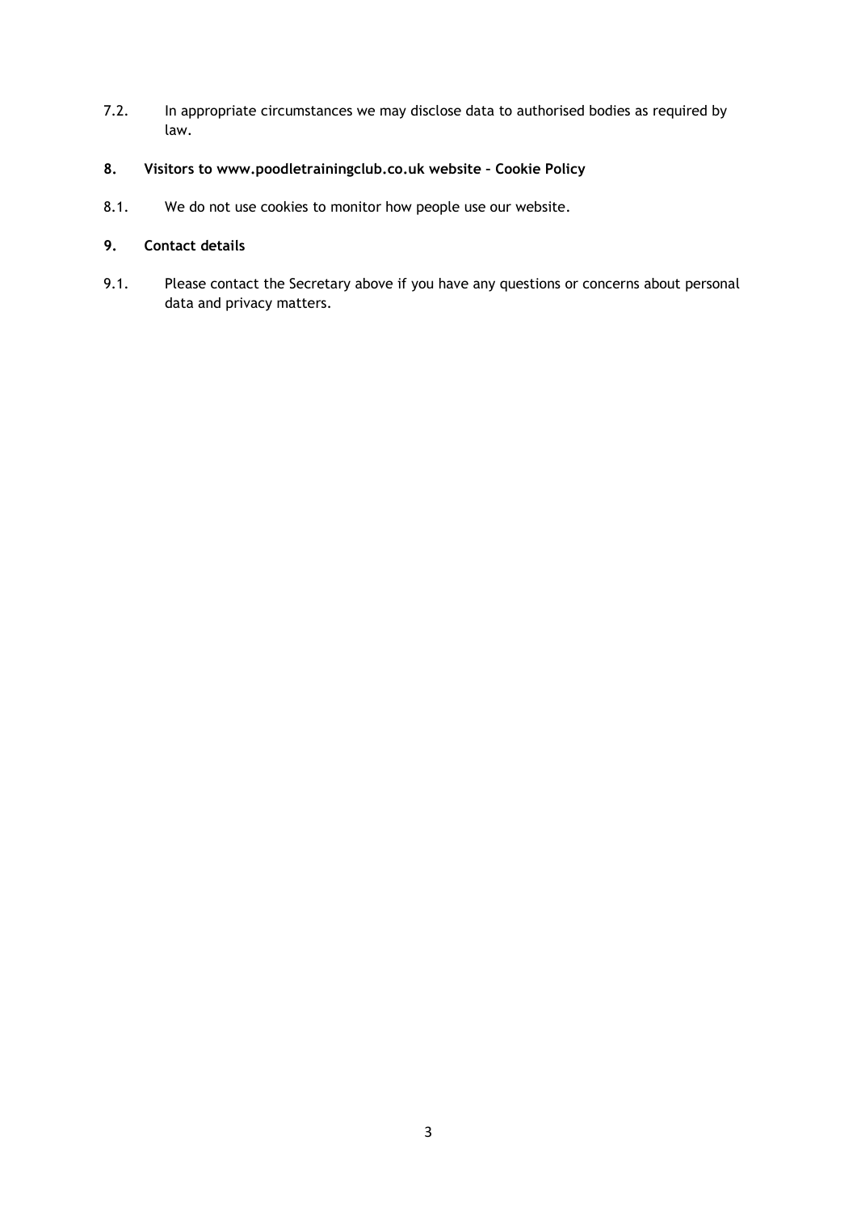7.2. In appropriate circumstances we may disclose data to authorised bodies as required by law.

## 8. Visitors to www.poodletrainingclub.co.uk website – Cookie Policy

8.1. We do not use cookies to monitor how people use our website.

## 9. Contact details

9.1. Please contact the Secretary above if you have any questions or concerns about personal data and privacy matters.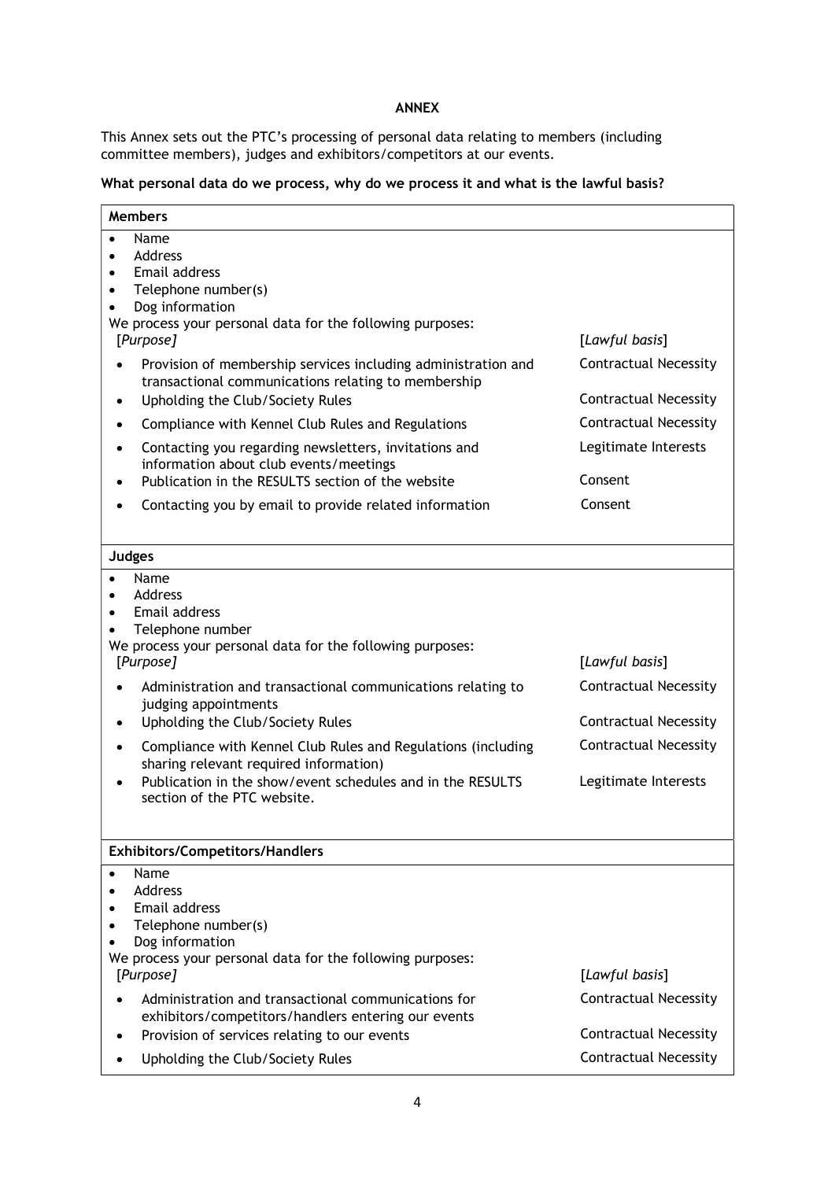**ANNEX**

This Annex sets out the PTC's processing of personal data relating to members (including committee members), judges and exhibitors/competitors at our events.

**What personal data do we process, why do we process it and what is the lawful basis?**

**Members**

- Name
- Address
- Email address
- Telephone number(s)
- Dog information

We process your personal data for the following purposes:

| [*Purpose*] | [*Lawful basis*] |
| --- | --- |
| Provision of membership services including administration and transactional communications relating to membership | Contractual Necessity |
| Upholding the Club/Society Rules | Contractual Necessity |
| Compliance with Kennel Club Rules and Regulations | Contractual Necessity |
| Contacting you regarding newsletters, invitations and information about club events/meetings | Legitimate Interests |
| Publication in the RESULTS section of the website | Consent |
| Contacting you by email to provide related information | Consent |

**Judges**

- Name
- Address
- Email address
- Telephone number

We process your personal data for the following purposes:

| [*Purpose*] | [*Lawful basis*] |
| --- | --- |
| Administration and transactional communications relating to judging appointments | Contractual Necessity |
| Upholding the Club/Society Rules | Contractual Necessity |
| Compliance with Kennel Club Rules and Regulations (including sharing relevant required information) | Contractual Necessity |
| Publication in the show/event schedules and in the RESULTS section of the PTC website. | Legitimate Interests |

**Exhibitors/Competitors/Handlers**

- Name
- Address
- Email address
- Telephone number(s)
- Dog information

We process your personal data for the following purposes:

| [*Purpose*] | [*Lawful basis*] |
| --- | --- |
| Administration and transactional communications for exhibitors/competitors/handlers entering our events | Contractual Necessity |
| Provision of services relating to our events | Contractual Necessity |
| Upholding the Club/Society Rules | Contractual Necessity |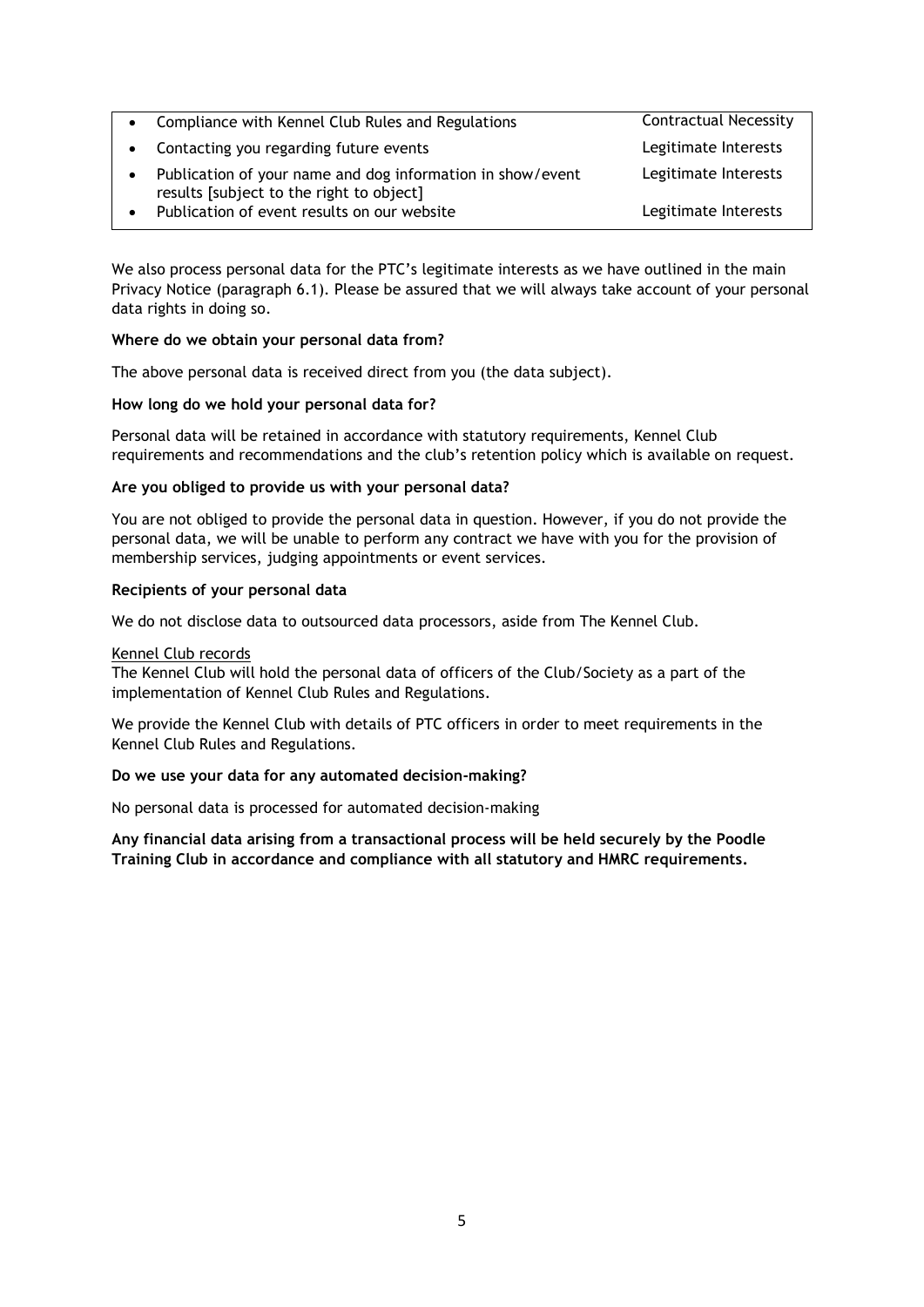| | |
|---|---|
| • Compliance with Kennel Club Rules and Regulations | Contractual Necessity |
| • Contacting you regarding future events | Legitimate Interests |
| • Publication of your name and dog information in show/event results [subject to the right to object] | Legitimate Interests |
| • Publication of event results on our website | Legitimate Interests |

We also process personal data for the PTC's legitimate interests as we have outlined in the main Privacy Notice (paragraph 6.1). Please be assured that we will always take account of your personal data rights in doing so.

**Where do we obtain your personal data from?**

The above personal data is received direct from you (the data subject).

**How long do we hold your personal data for?**

Personal data will be retained in accordance with statutory requirements, Kennel Club requirements and recommendations and the club's retention policy which is available on request.

**Are you obliged to provide us with your personal data?**

You are not obliged to provide the personal data in question. However, if you do not provide the personal data, we will be unable to perform any contract we have with you for the provision of membership services, judging appointments or event services.

**Recipients of your personal data**

We do not disclose data to outsourced data processors, aside from The Kennel Club.

<u>Kennel Club records</u>
The Kennel Club will hold the personal data of officers of the Club/Society as a part of the implementation of Kennel Club Rules and Regulations.

We provide the Kennel Club with details of PTC officers in order to meet requirements in the Kennel Club Rules and Regulations.

**Do we use your data for any automated decision-making?**

No personal data is processed for automated decision-making

**Any financial data arising from a transactional process will be held securely by the Poodle Training Club in accordance and compliance with all statutory and HMRC requirements.**